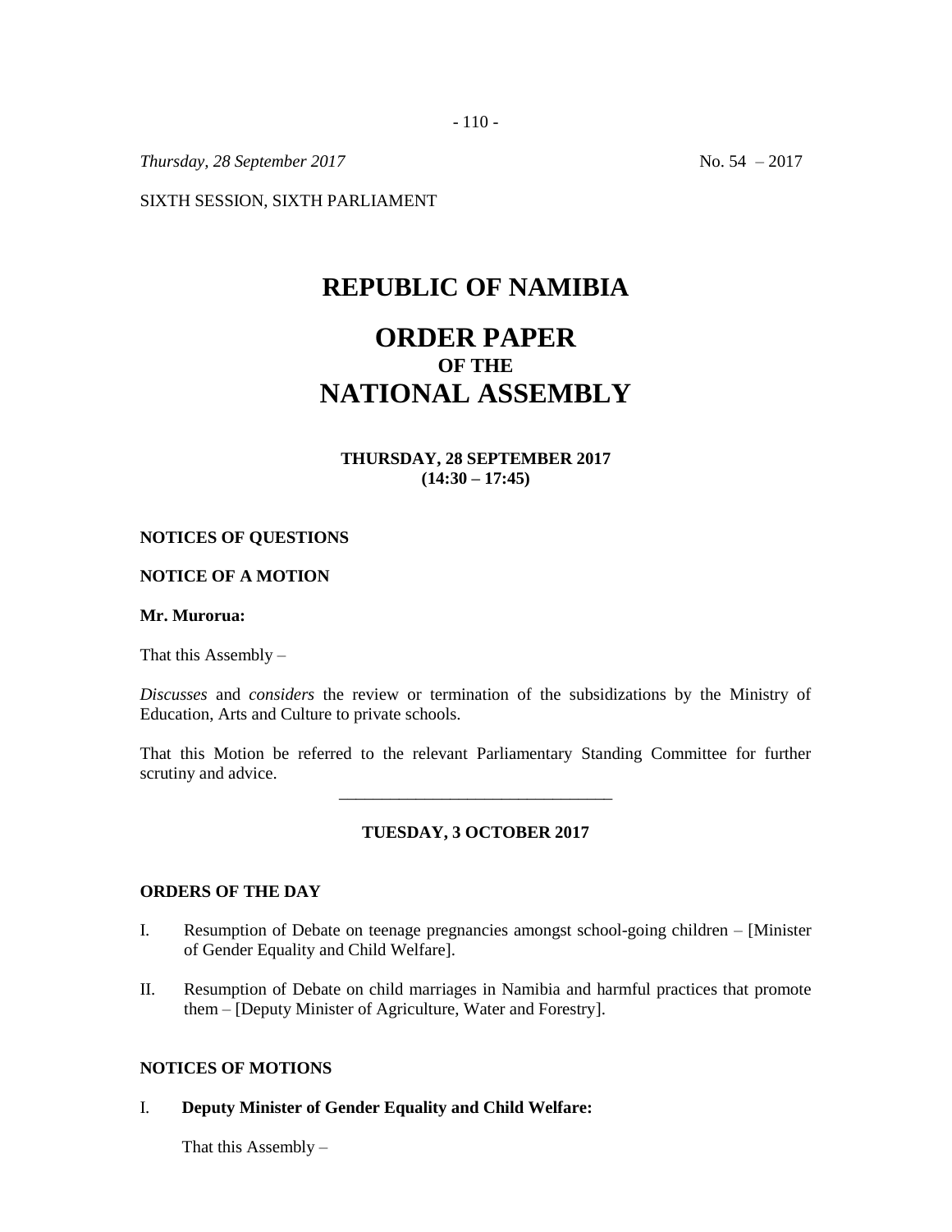Thursday, 28 September 2017 No. 54 – 2017

SIXTH SESSION, SIXTH PARLIAMENT

# REPUBLIC OF NAMIBIA

# ORDER PAPER
## OF THE
# NATIONAL ASSEMBLY

**THURSDAY, 28 SEPTEMBER 2017**
**(14:30 – 17:45)**

**NOTICES OF QUESTIONS**

**NOTICE OF A MOTION**

**Mr. Murorua:**

That this Assembly –

*Discusses* and *considers* the review or termination of the subsidizations by the Ministry of Education, Arts and Culture to private schools.

That this Motion be referred to the relevant Parliamentary Standing Committee for further scrutiny and advice.

---

**TUESDAY, 3 OCTOBER 2017**

**ORDERS OF THE DAY**

I. Resumption of Debate on teenage pregnancies amongst school-going children – [Minister of Gender Equality and Child Welfare].

II. Resumption of Debate on child marriages in Namibia and harmful practices that promote them – [Deputy Minister of Agriculture, Water and Forestry].

**NOTICES OF MOTIONS**

I. **Deputy Minister of Gender Equality and Child Welfare:**

That this Assembly –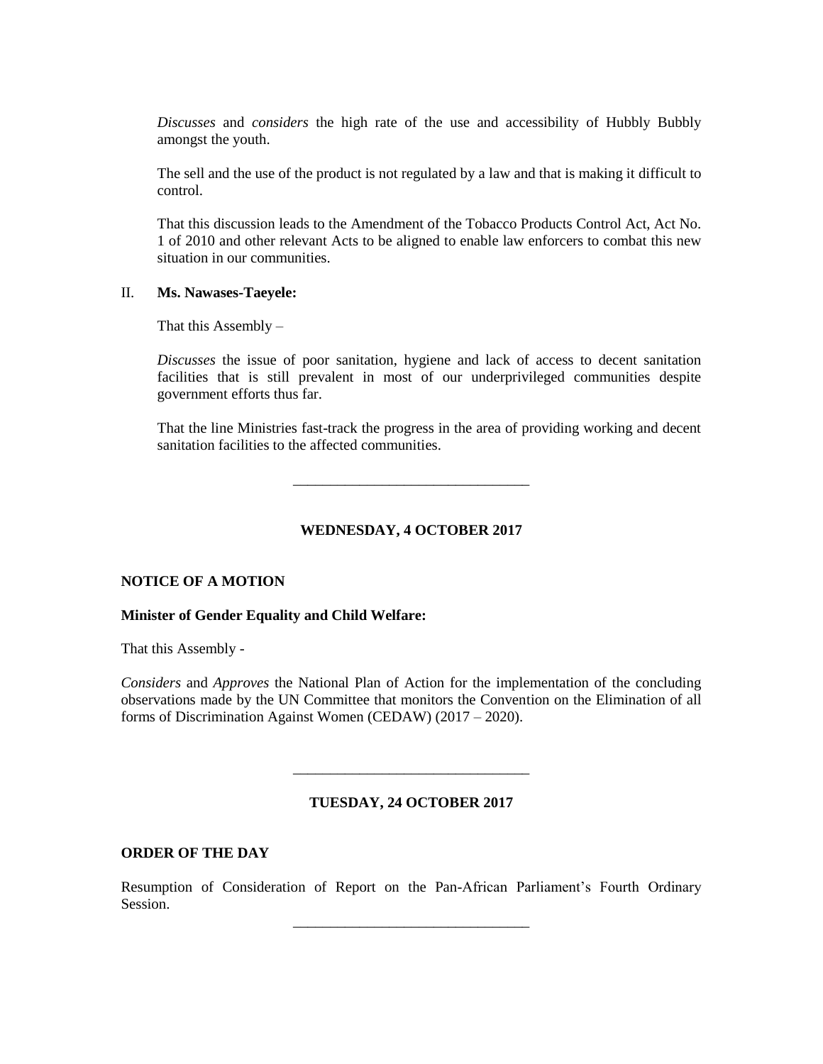*Discusses* and *considers* the high rate of the use and accessibility of Hubbly Bubbly amongst the youth.

The sell and the use of the product is not regulated by a law and that is making it difficult to control.

That this discussion leads to the Amendment of the Tobacco Products Control Act, Act No. 1 of 2010 and other relevant Acts to be aligned to enable law enforcers to combat this new situation in our communities.

II. **Ms. Nawases-Taeyele:**

That this Assembly –

*Discusses* the issue of poor sanitation, hygiene and lack of access to decent sanitation facilities that is still prevalent in most of our underprivileged communities despite government efforts thus far.

That the line Ministries fast-track the progress in the area of providing working and decent sanitation facilities to the affected communities.

---

**WEDNESDAY, 4 OCTOBER 2017**

**NOTICE OF A MOTION**

**Minister of Gender Equality and Child Welfare:**

That this Assembly -

*Considers* and *Approves* the National Plan of Action for the implementation of the concluding observations made by the UN Committee that monitors the Convention on the Elimination of all forms of Discrimination Against Women (CEDAW) (2017 – 2020).

---

**TUESDAY, 24 OCTOBER 2017**

**ORDER OF THE DAY**

Resumption of Consideration of Report on the Pan-African Parliament's Fourth Ordinary Session.

---